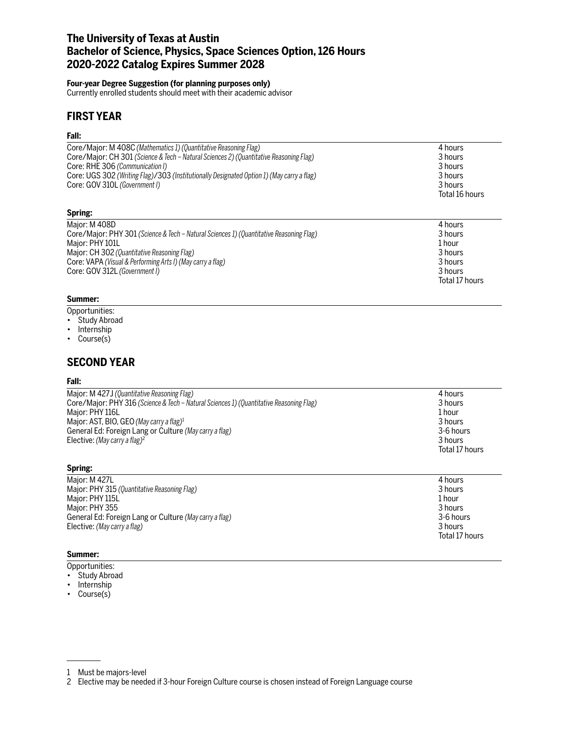# The University of Texas at Austin
# Bachelor of Science, Physics, Space Sciences Option, 126 Hours
# 2020-2022 Catalog Expires Summer 2028

**Four-year Degree Suggestion (for planning purposes only)**
Currently enrolled students should meet with their academic advisor

## FIRST YEAR

### Fall:

| Course | Hours |
|---|---|
| Core/Major: M 408C *(Mathematics 1) (Quantitative Reasoning Flag)* | 4 hours |
| Core/Major: CH 301 *(Science & Tech – Natural Sciences 2) (Quantitative Reasoning Flag)* | 3 hours |
| Core: RHE 306 *(Communication I)* | 3 hours |
| Core: UGS 302 *(Writing Flag)*/303 *(Institutionally Designated Option 1) (May carry a flag)* | 3 hours |
| Core: GOV 310L *(Government I)* | 3 hours |
| | Total 16 hours |

### Spring:

| Course | Hours |
|---|---|
| Major: M 408D | 4 hours |
| Core/Major: PHY 301 *(Science & Tech – Natural Sciences 1) (Quantitative Reasoning Flag)* | 3 hours |
| Major: PHY 101L | 1 hour |
| Major: CH 302 *(Quantitative Reasoning Flag)* | 3 hours |
| Core: VAPA *(Visual & Performing Arts I) (May carry a flag)* | 3 hours |
| Core: GOV 312L *(Government I)* | 3 hours |
| | Total 17 hours |

### Summer:

Opportunities:
- Study Abroad
- Internship
- Course(s)

## SECOND YEAR

### Fall:

| Course | Hours |
|---|---|
| Major: M 427J *(Quantitative Reasoning Flag)* | 4 hours |
| Core/Major: PHY 316 *(Science & Tech – Natural Sciences 1) (Quantitative Reasoning Flag)* | 3 hours |
| Major: PHY 116L | 1 hour |
| Major: AST, BIO, GEO *(May carry a flag)*[1] | 3 hours |
| General Ed: Foreign Lang or Culture *(May carry a flag)* | 3-6 hours |
| Elective: *(May carry a flag)*[2] | 3 hours |
| | Total 17 hours |

### Spring:

| Course | Hours |
|---|---|
| Major: M 427L | 4 hours |
| Major: PHY 315 *(Quantitative Reasoning Flag)* | 3 hours |
| Major: PHY 115L | 1 hour |
| Major: PHY 355 | 3 hours |
| General Ed: Foreign Lang or Culture *(May carry a flag)* | 3-6 hours |
| Elective: *(May carry a flag)* | 3 hours |
| | Total 17 hours |

### Summer:

Opportunities:
- Study Abroad
- Internship
- Course(s)

---

1 Must be majors-level
2 Elective may be needed if 3-hour Foreign Culture course is chosen instead of Foreign Language course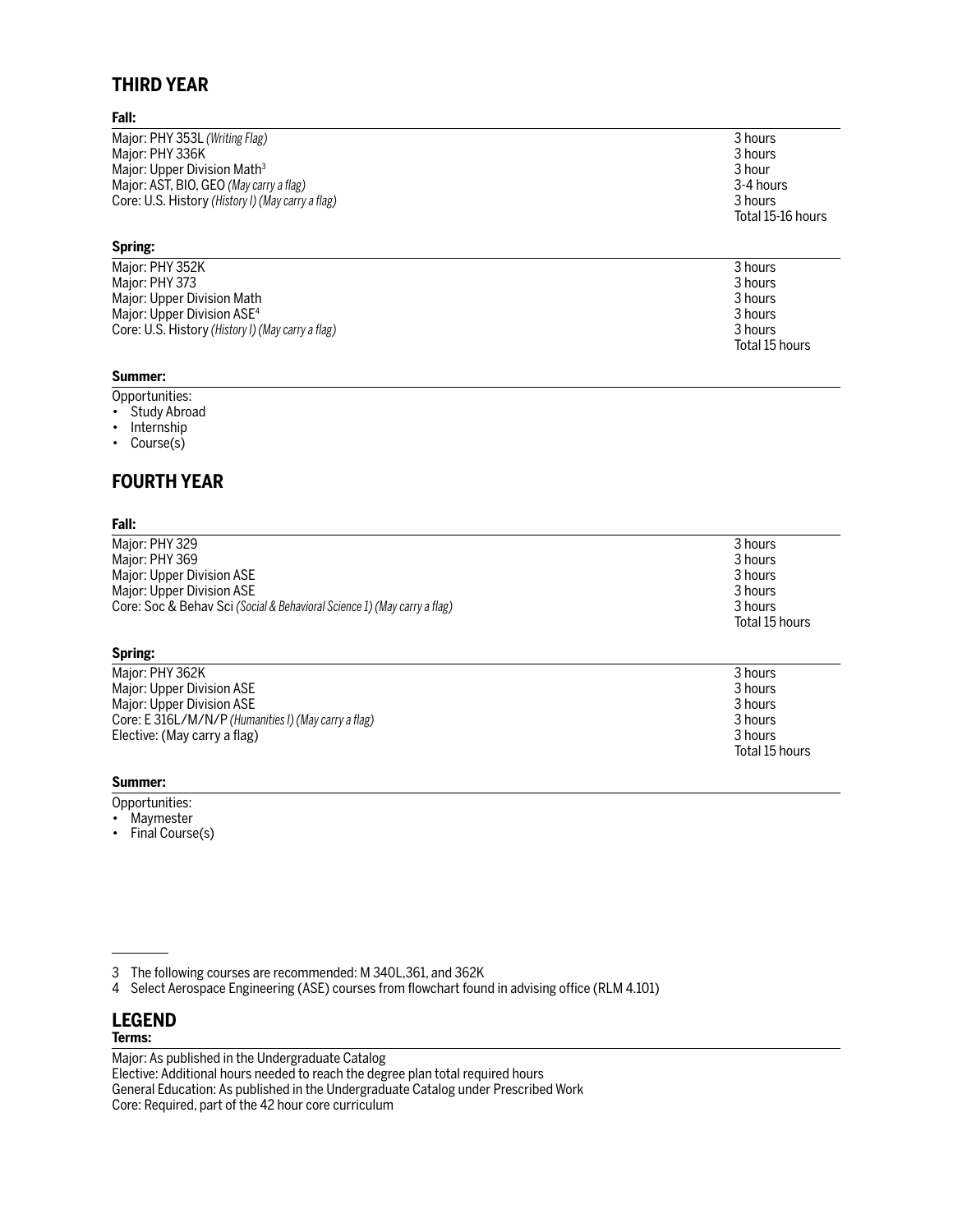## THIRD YEAR

**Fall:**

| | |
|---|---|
| Major: PHY 353L *(Writing Flag)* | 3 hours |
| Major: PHY 336K | 3 hours |
| Major: Upper Division Math[3] | 3 hour |
| Major: AST, BIO, GEO *(May carry a flag)* | 3-4 hours |
| Core: U.S. History *(History I) (May carry a flag)* | 3 hours |
| | Total 15-16 hours |

**Spring:**

| | |
|---|---|
| Major: PHY 352K | 3 hours |
| Major: PHY 373 | 3 hours |
| Major: Upper Division Math | 3 hours |
| Major: Upper Division ASE[4] | 3 hours |
| Core: U.S. History *(History I) (May carry a flag)* | 3 hours |
| | Total 15 hours |

**Summer:**

Opportunities:

- Study Abroad
- Internship
- Course(s)

## FOURTH YEAR

**Fall:**

| | |
|---|---|
| Major: PHY 329 | 3 hours |
| Major: PHY 369 | 3 hours |
| Major: Upper Division ASE | 3 hours |
| Major: Upper Division ASE | 3 hours |
| Core: Soc & Behav Sci *(Social & Behavioral Science 1) (May carry a flag)* | 3 hours |
| | Total 15 hours |

**Spring:**

| | |
|---|---|
| Major: PHY 362K | 3 hours |
| Major: Upper Division ASE | 3 hours |
| Major: Upper Division ASE | 3 hours |
| Core: E 316L/M/N/P *(Humanities I) (May carry a flag)* | 3 hours |
| Elective: (May carry a flag) | 3 hours |
| | Total 15 hours |

**Summer:**

Opportunities:

- Maymester
- Final Course(s)

---

3 The following courses are recommended: M 340L,361, and 362K

4 Select Aerospace Engineering (ASE) courses from flowchart found in advising office (RLM 4.101)

## LEGEND

**Terms:**

Major: As published in the Undergraduate Catalog
Elective: Additional hours needed to reach the degree plan total required hours
General Education: As published in the Undergraduate Catalog under Prescribed Work
Core: Required, part of the 42 hour core curriculum